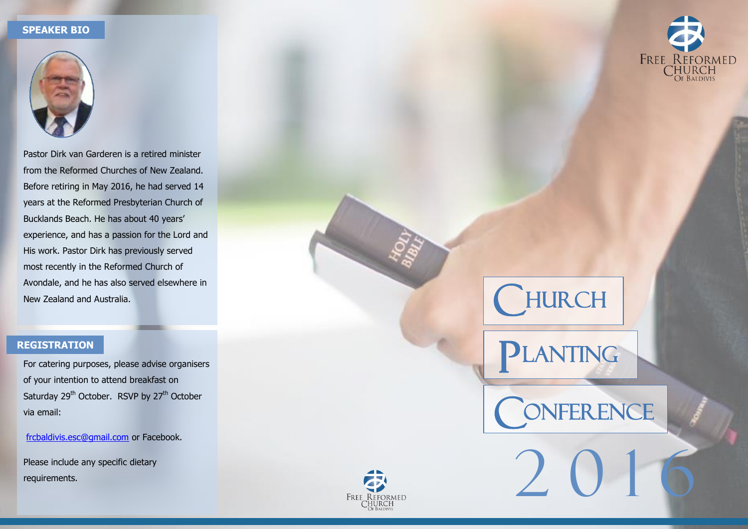## SPEAKER BIO

Pastor Dirk van Garderen is a retired minister from the Reformed Churches of New Zealand. Before retiring in May 2016, he had served 14 years at the Reformed Presbyterian Church of Bucklands Beach. He has about 40 years' experience, and has a passion for the Lord and His work. Pastor Dirk has previously served most recently in the Reformed Church of Avondale, and he has also served elsewhere in New Zealand and Australia.

## REGISTRATION

For catering purposes, please advise organisers of your intention to attend breakfast on Saturday 29th October. RSVP by 27th October via email:

frcbaldivis.esc@gmail.com or Facebook.

Please include any specific dietary requirements.

Free Reformed Church Of Baldivis

# Church Planting Conference 2016

Free Reformed Church Of Baldivis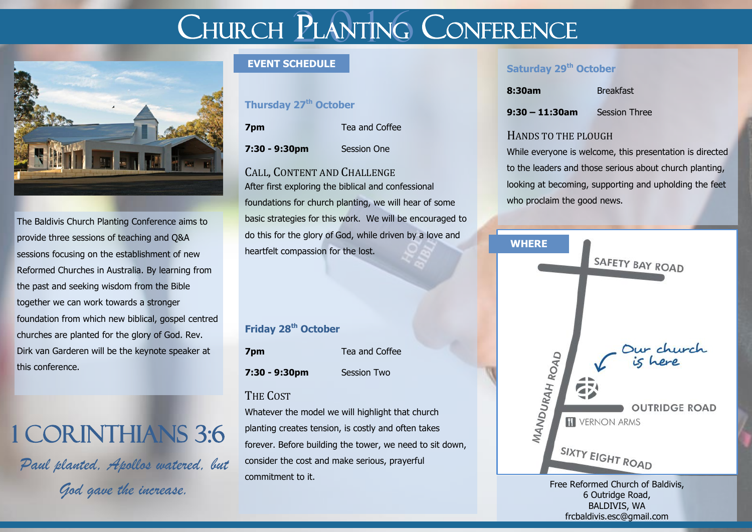# Church Planting Conference 2016

The Baldivis Church Planting Conference aims to provide three sessions of teaching and Q&A sessions focusing on the establishment of new Reformed Churches in Australia. By learning from the past and seeking wisdom from the Bible together we can work towards a stronger foundation from which new biblical, gospel centred churches are planted for the glory of God. Rev. Dirk van Garderen will be the keynote speaker at this conference.

## 1 Corinthians 3:6

*Paul planted, Apollos watered, but God gave the increase.*

## EVENT SCHEDULE

### Thursday 27th October

| | |
|---|---|
| **7pm** | Tea and Coffee |
| **7:30 - 9:30pm** | Session One |

#### Call, Content and Challenge

After first exploring the biblical and confessional foundations for church planting, we will hear of some basic strategies for this work. We will be encouraged to do this for the glory of God, while driven by a love and heartfelt compassion for the lost.

### Friday 28th October

| | |
|---|---|
| **7pm** | Tea and Coffee |
| **7:30 - 9:30pm** | Session Two |

#### The Cost

Whatever the model we will highlight that church planting creates tension, is costly and often takes forever. Before building the tower, we need to sit down, consider the cost and make serious, prayerful commitment to it.

### Saturday 29th October

| | |
|---|---|
| **8:30am** | Breakfast |
| **9:30 – 11:30am** | Session Three |

#### Hands to the Plough

While everyone is welcome, this presentation is directed to the leaders and those serious about church planting, looking at becoming, supporting and upholding the feet who proclaim the good news.

## WHERE

Safety Bay Road
Mandurah Road
Our church is here
Outridge Road
Vernon Arms
Sixty Eight Road

Free Reformed Church of Baldivis,
6 Outridge Road,
BALDIVIS, WA
frcbaldivis.esc@gmail.com